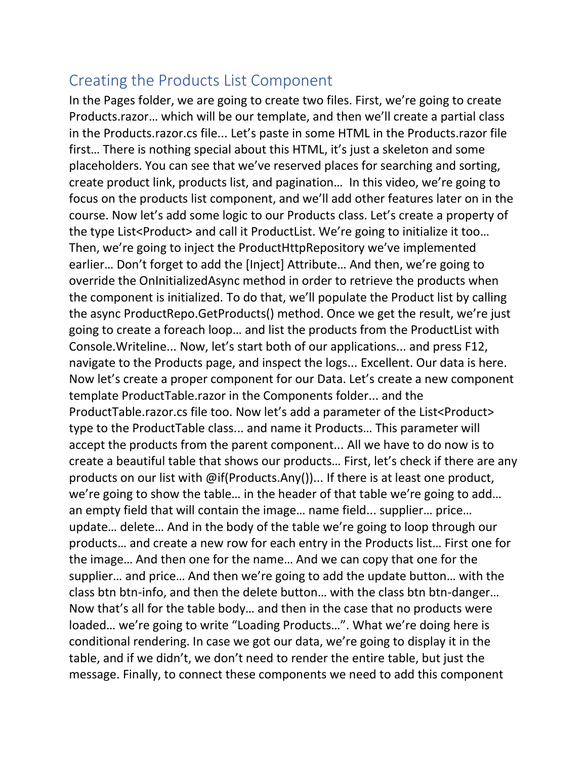## Creating the Products List Component

In the Pages folder, we are going to create two files. First, we're going to create Products.razor… which will be our template, and then we'll create a partial class in the Products.razor.cs file... Let's paste in some HTML in the Products.razor file first… There is nothing special about this HTML, it's just a skeleton and some placeholders. You can see that we've reserved places for searching and sorting, create product link, products list, and pagination… In this video, we're going to focus on the products list component, and we'll add other features later on in the course. Now let's add some logic to our Products class. Let's create a property of the type List<Product> and call it ProductList. We're going to initialize it too… Then, we're going to inject the ProductHttpRepository we've implemented earlier… Don't forget to add the [Inject] Attribute… And then, we're going to override the OnInitializedAsync method in order to retrieve the products when the component is initialized. To do that, we'll populate the Product list by calling the async ProductRepo.GetProducts() method. Once we get the result, we're just going to create a foreach loop… and list the products from the ProductList with Console.Writeline... Now, let's start both of our applications... and press F12, navigate to the Products page, and inspect the logs... Excellent. Our data is here. Now let's create a proper component for our Data. Let's create a new component template ProductTable.razor in the Components folder... and the ProductTable.razor.cs file too. Now let's add a parameter of the List<Product> type to the ProductTable class... and name it Products… This parameter will accept the products from the parent component... All we have to do now is to create a beautiful table that shows our products… First, let's check if there are any products on our list with @if(Products.Any())... If there is at least one product, we're going to show the table… in the header of that table we're going to add… an empty field that will contain the image… name field... supplier… price… update… delete… And in the body of the table we're going to loop through our products… and create a new row for each entry in the Products list… First one for the image… And then one for the name… And we can copy that one for the supplier… and price… And then we're going to add the update button… with the class btn btn-info, and then the delete button… with the class btn btn-danger… Now that's all for the table body… and then in the case that no products were loaded… we're going to write "Loading Products…". What we're doing here is conditional rendering. In case we got our data, we're going to display it in the table, and if we didn't, we don't need to render the entire table, but just the message. Finally, to connect these components we need to add this component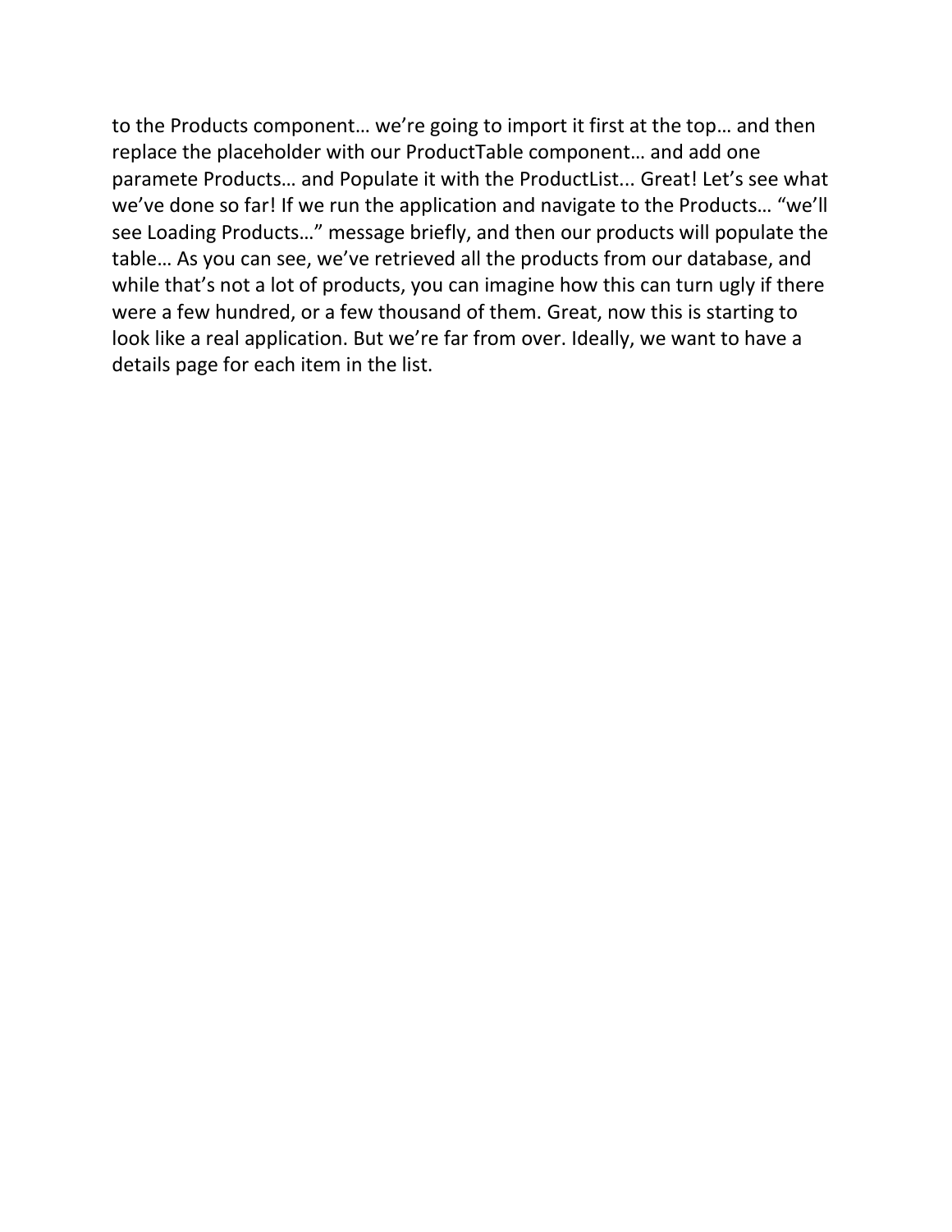to the Products component… we're going to import it first at the top… and then replace the placeholder with our ProductTable component… and add one paramete Products… and Populate it with the ProductList... Great! Let's see what we've done so far! If we run the application and navigate to the Products… "we'll see Loading Products…" message briefly, and then our products will populate the table… As you can see, we've retrieved all the products from our database, and while that's not a lot of products, you can imagine how this can turn ugly if there were a few hundred, or a few thousand of them. Great, now this is starting to look like a real application. But we're far from over. Ideally, we want to have a details page for each item in the list.